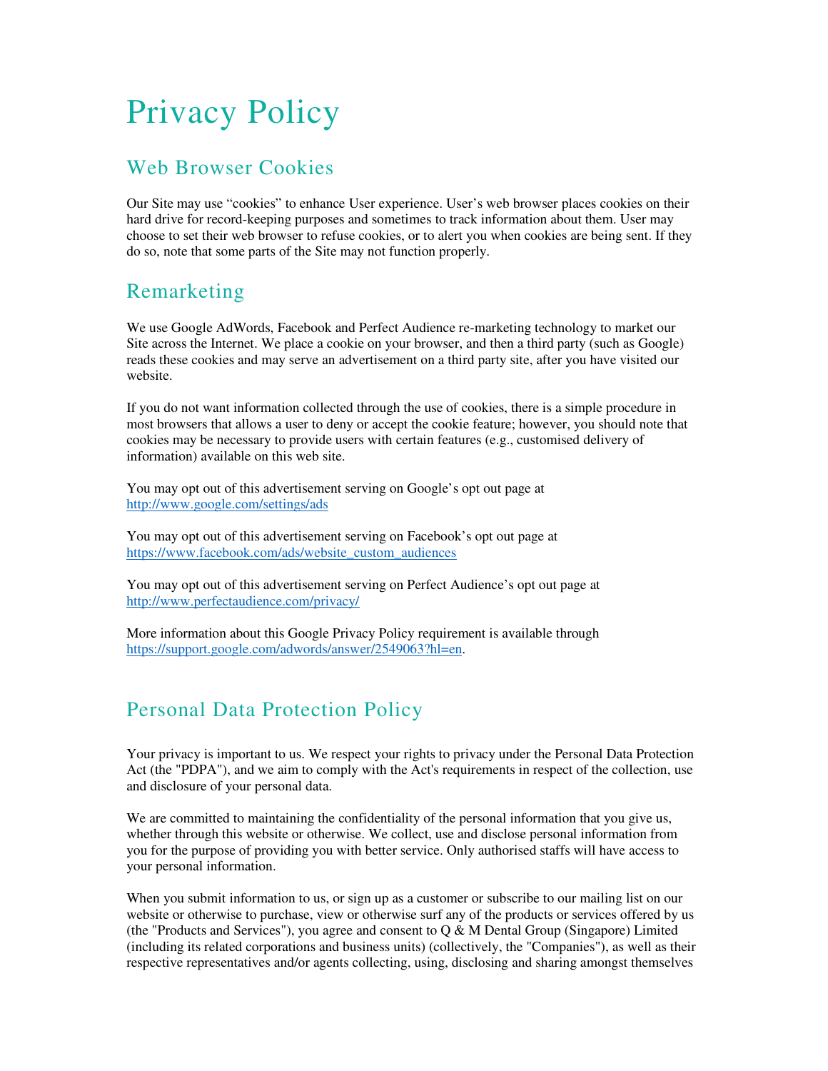# Privacy Policy

## Web Browser Cookies

Our Site may use "cookies" to enhance User experience. User's web browser places cookies on their hard drive for record-keeping purposes and sometimes to track information about them. User may choose to set their web browser to refuse cookies, or to alert you when cookies are being sent. If they do so, note that some parts of the Site may not function properly.

## Remarketing

We use Google AdWords, Facebook and Perfect Audience re-marketing technology to market our Site across the Internet. We place a cookie on your browser, and then a third party (such as Google) reads these cookies and may serve an advertisement on a third party site, after you have visited our website.

If you do not want information collected through the use of cookies, there is a simple procedure in most browsers that allows a user to deny or accept the cookie feature; however, you should note that cookies may be necessary to provide users with certain features (e.g., customised delivery of information) available on this web site.

You may opt out of this advertisement serving on Google's opt out page at [http://www.google.com/settings/ads](http://www.google.com/settings/ads)

You may opt out of this advertisement serving on Facebook's opt out page at [https://www.facebook.com/ads/website_custom_audiences](https://www.facebook.com/ads/website_custom_audiences)

You may opt out of this advertisement serving on Perfect Audience's opt out page at [http://www.perfectaudience.com/privacy/](http://www.perfectaudience.com/privacy/)

More information about this Google Privacy Policy requirement is available through [https://support.google.com/adwords/answer/2549063?hl=en](https://support.google.com/adwords/answer/2549063?hl=en).

## Personal Data Protection Policy

Your privacy is important to us. We respect your rights to privacy under the Personal Data Protection Act (the "PDPA"), and we aim to comply with the Act's requirements in respect of the collection, use and disclosure of your personal data.

We are committed to maintaining the confidentiality of the personal information that you give us, whether through this website or otherwise. We collect, use and disclose personal information from you for the purpose of providing you with better service. Only authorised staffs will have access to your personal information.

When you submit information to us, or sign up as a customer or subscribe to our mailing list on our website or otherwise to purchase, view or otherwise surf any of the products or services offered by us (the "Products and Services"), you agree and consent to Q & M Dental Group (Singapore) Limited (including its related corporations and business units) (collectively, the "Companies"), as well as their respective representatives and/or agents collecting, using, disclosing and sharing amongst themselves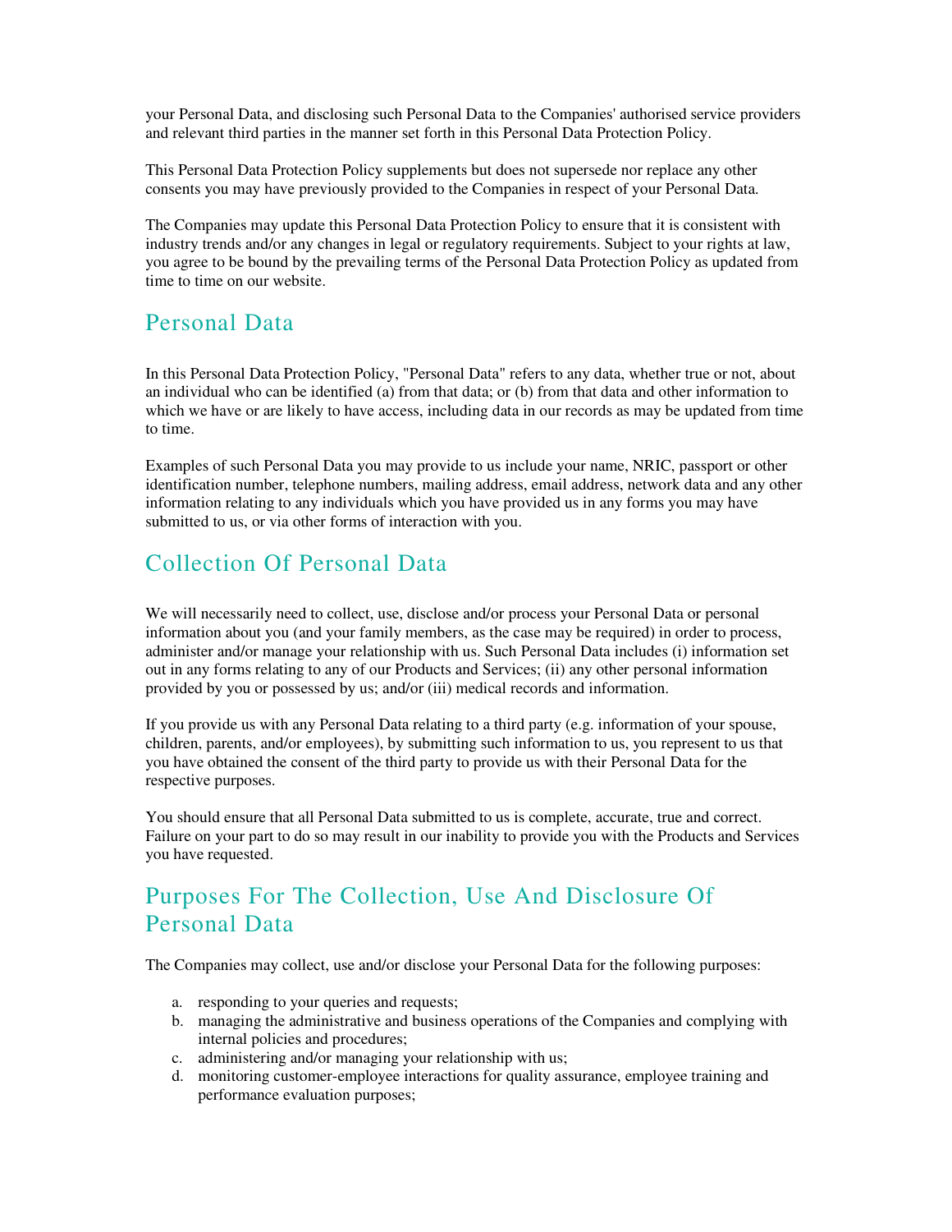your Personal Data, and disclosing such Personal Data to the Companies' authorised service providers and relevant third parties in the manner set forth in this Personal Data Protection Policy.

This Personal Data Protection Policy supplements but does not supersede nor replace any other consents you may have previously provided to the Companies in respect of your Personal Data.

The Companies may update this Personal Data Protection Policy to ensure that it is consistent with industry trends and/or any changes in legal or regulatory requirements. Subject to your rights at law, you agree to be bound by the prevailing terms of the Personal Data Protection Policy as updated from time to time on our website.

## Personal Data

In this Personal Data Protection Policy, "Personal Data" refers to any data, whether true or not, about an individual who can be identified (a) from that data; or (b) from that data and other information to which we have or are likely to have access, including data in our records as may be updated from time to time.

Examples of such Personal Data you may provide to us include your name, NRIC, passport or other identification number, telephone numbers, mailing address, email address, network data and any other information relating to any individuals which you have provided us in any forms you may have submitted to us, or via other forms of interaction with you.

## Collection Of Personal Data

We will necessarily need to collect, use, disclose and/or process your Personal Data or personal information about you (and your family members, as the case may be required) in order to process, administer and/or manage your relationship with us. Such Personal Data includes (i) information set out in any forms relating to any of our Products and Services; (ii) any other personal information provided by you or possessed by us; and/or (iii) medical records and information.

If you provide us with any Personal Data relating to a third party (e.g. information of your spouse, children, parents, and/or employees), by submitting such information to us, you represent to us that you have obtained the consent of the third party to provide us with their Personal Data for the respective purposes.

You should ensure that all Personal Data submitted to us is complete, accurate, true and correct. Failure on your part to do so may result in our inability to provide you with the Products and Services you have requested.

## Purposes For The Collection, Use And Disclosure Of Personal Data

The Companies may collect, use and/or disclose your Personal Data for the following purposes:

a. responding to your queries and requests;
b. managing the administrative and business operations of the Companies and complying with internal policies and procedures;
c. administering and/or managing your relationship with us;
d. monitoring customer-employee interactions for quality assurance, employee training and performance evaluation purposes;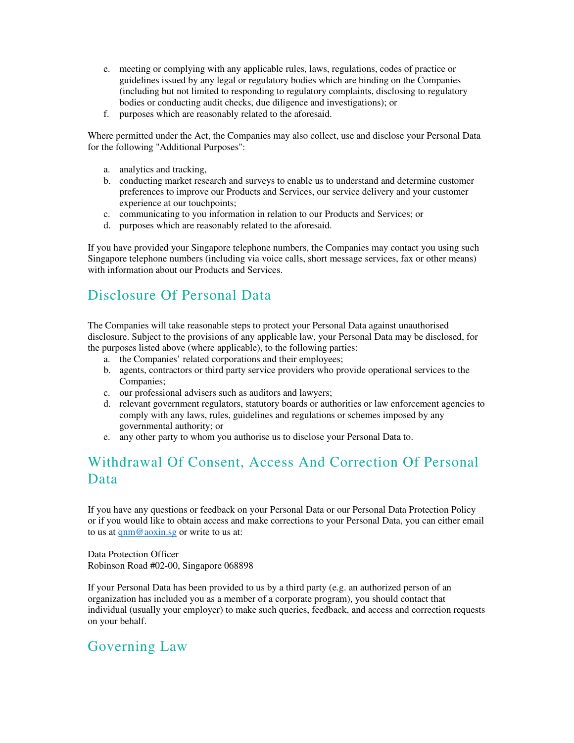e. meeting or complying with any applicable rules, laws, regulations, codes of practice or guidelines issued by any legal or regulatory bodies which are binding on the Companies (including but not limited to responding to regulatory complaints, disclosing to regulatory bodies or conducting audit checks, due diligence and investigations); or
f. purposes which are reasonably related to the aforesaid.

Where permitted under the Act, the Companies may also collect, use and disclose your Personal Data for the following "Additional Purposes":

a. analytics and tracking,
b. conducting market research and surveys to enable us to understand and determine customer preferences to improve our Products and Services, our service delivery and your customer experience at our touchpoints;
c. communicating to you information in relation to our Products and Services; or
d. purposes which are reasonably related to the aforesaid.

If you have provided your Singapore telephone numbers, the Companies may contact you using such Singapore telephone numbers (including via voice calls, short message services, fax or other means) with information about our Products and Services.

## Disclosure Of Personal Data

The Companies will take reasonable steps to protect your Personal Data against unauthorised disclosure. Subject to the provisions of any applicable law, your Personal Data may be disclosed, for the purposes listed above (where applicable), to the following parties:

a. the Companies' related corporations and their employees;
b. agents, contractors or third party service providers who provide operational services to the Companies;
c. our professional advisers such as auditors and lawyers;
d. relevant government regulators, statutory boards or authorities or law enforcement agencies to comply with any laws, rules, guidelines and regulations or schemes imposed by any governmental authority; or
e. any other party to whom you authorise us to disclose your Personal Data to.

## Withdrawal Of Consent, Access And Correction Of Personal Data

If you have any questions or feedback on your Personal Data or our Personal Data Protection Policy or if you would like to obtain access and make corrections to your Personal Data, you can either email to us at qnm@aoxin.sg or write to us at:

Data Protection Officer
Robinson Road #02-00, Singapore 068898

If your Personal Data has been provided to us by a third party (e.g. an authorized person of an organization has included you as a member of a corporate program), you should contact that individual (usually your employer) to make such queries, feedback, and access and correction requests on your behalf.

## Governing Law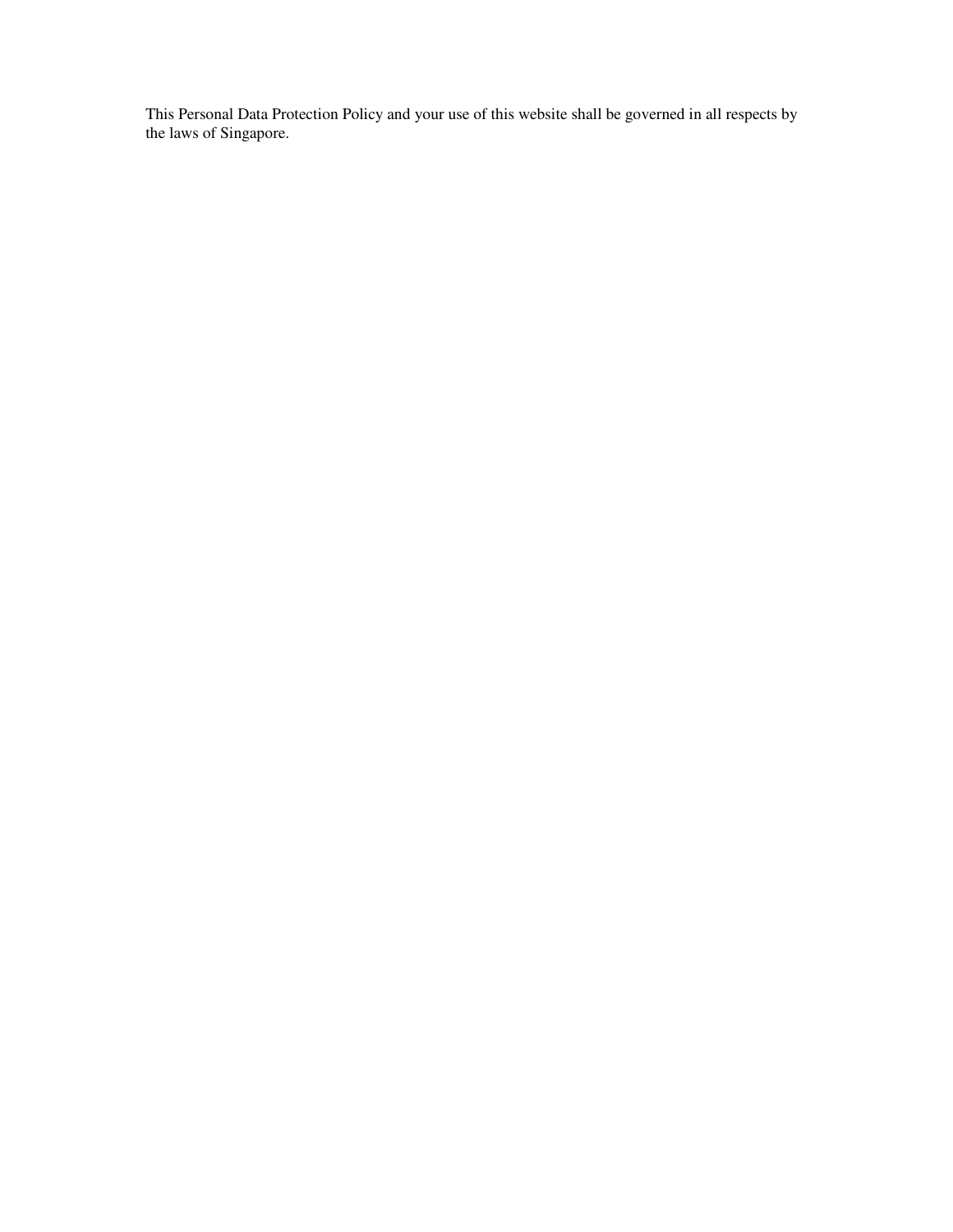This Personal Data Protection Policy and your use of this website shall be governed in all respects by the laws of Singapore.